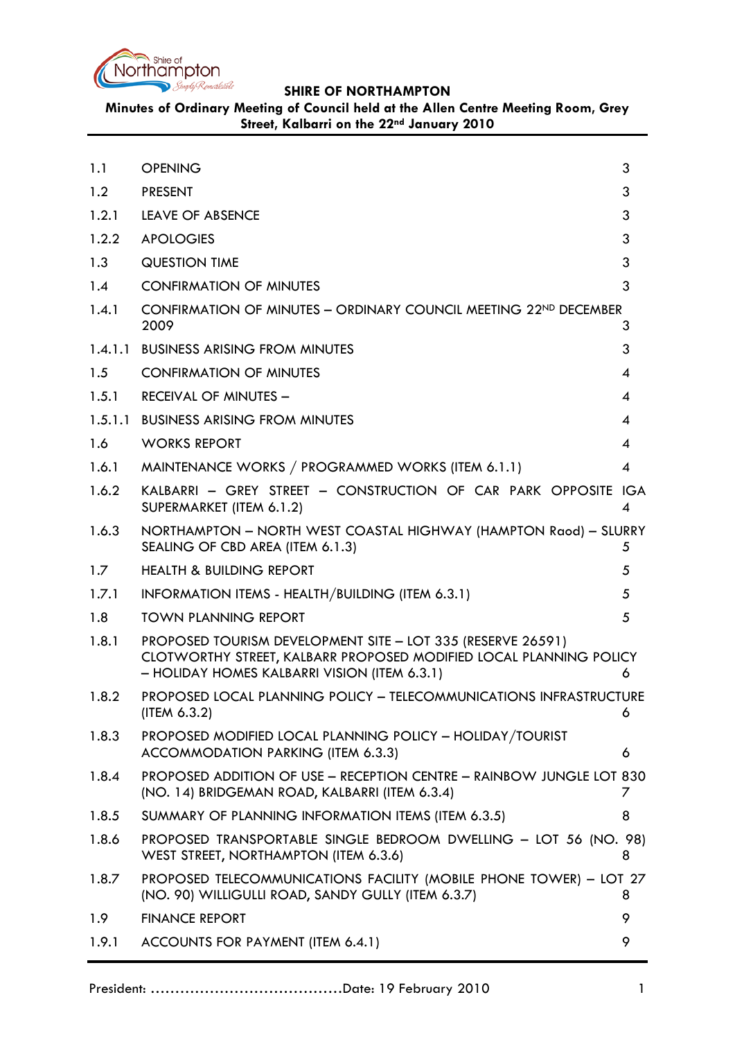**SHIRE OF NORTHAMPTON**

**Minutes of Ordinary Meeting of Council held at the Allen Centre Meeting Room, Grey Street, Kalbarri on the 22nd January 2010**

| | | |
|---|---|---|
| 1.1 | OPENING | 3 |
| 1.2 | PRESENT | 3 |
| 1.2.1 | LEAVE OF ABSENCE | 3 |
| 1.2.2 | APOLOGIES | 3 |
| 1.3 | QUESTION TIME | 3 |
| 1.4 | CONFIRMATION OF MINUTES | 3 |
| 1.4.1 | CONFIRMATION OF MINUTES – ORDINARY COUNCIL MEETING 22ND DECEMBER 2009 | 3 |
| 1.4.1.1 | BUSINESS ARISING FROM MINUTES | 3 |
| 1.5 | CONFIRMATION OF MINUTES | 4 |
| 1.5.1 | RECEIVAL OF MINUTES – | 4 |
| 1.5.1.1 | BUSINESS ARISING FROM MINUTES | 4 |
| 1.6 | WORKS REPORT | 4 |
| 1.6.1 | MAINTENANCE WORKS / PROGRAMMED WORKS (ITEM 6.1.1) | 4 |
| 1.6.2 | KALBARRI – GREY STREET – CONSTRUCTION OF CAR PARK OPPOSITE IGA SUPERMARKET (ITEM 6.1.2) | 4 |
| 1.6.3 | NORTHAMPTON – NORTH WEST COASTAL HIGHWAY (HAMPTON Raod) – SLURRY SEALING OF CBD AREA (ITEM 6.1.3) | 5 |
| 1.7 | HEALTH & BUILDING REPORT | 5 |
| 1.7.1 | INFORMATION ITEMS - HEALTH/BUILDING (ITEM 6.3.1) | 5 |
| 1.8 | TOWN PLANNING REPORT | 5 |
| 1.8.1 | PROPOSED TOURISM DEVELOPMENT SITE – LOT 335 (RESERVE 26591) CLOTWORTHY STREET, KALBARR PROPOSED MODIFIED LOCAL PLANNING POLICY – HOLIDAY HOMES KALBARRI VISION (ITEM 6.3.1) | 6 |
| 1.8.2 | PROPOSED LOCAL PLANNING POLICY – TELECOMMUNICATIONS INFRASTRUCTURE (ITEM 6.3.2) | 6 |
| 1.8.3 | PROPOSED MODIFIED LOCAL PLANNING POLICY – HOLIDAY/TOURIST ACCOMMODATION PARKING (ITEM 6.3.3) | 6 |
| 1.8.4 | PROPOSED ADDITION OF USE – RECEPTION CENTRE – RAINBOW JUNGLE LOT 830 (NO. 14) BRIDGEMAN ROAD, KALBARRI (ITEM 6.3.4) | 7 |
| 1.8.5 | SUMMARY OF PLANNING INFORMATION ITEMS (ITEM 6.3.5) | 8 |
| 1.8.6 | PROPOSED TRANSPORTABLE SINGLE BEDROOM DWELLING – LOT 56 (NO. 98) WEST STREET, NORTHAMPTON (ITEM 6.3.6) | 8 |
| 1.8.7 | PROPOSED TELECOMMUNICATIONS FACILITY (MOBILE PHONE TOWER) – LOT 27 (NO. 90) WILLIGULLI ROAD, SANDY GULLY (ITEM 6.3.7) | 8 |
| 1.9 | FINANCE REPORT | 9 |
| 1.9.1 | ACCOUNTS FOR PAYMENT (ITEM 6.4.1) | 9 |

President: .......................................Date: 19 February 2010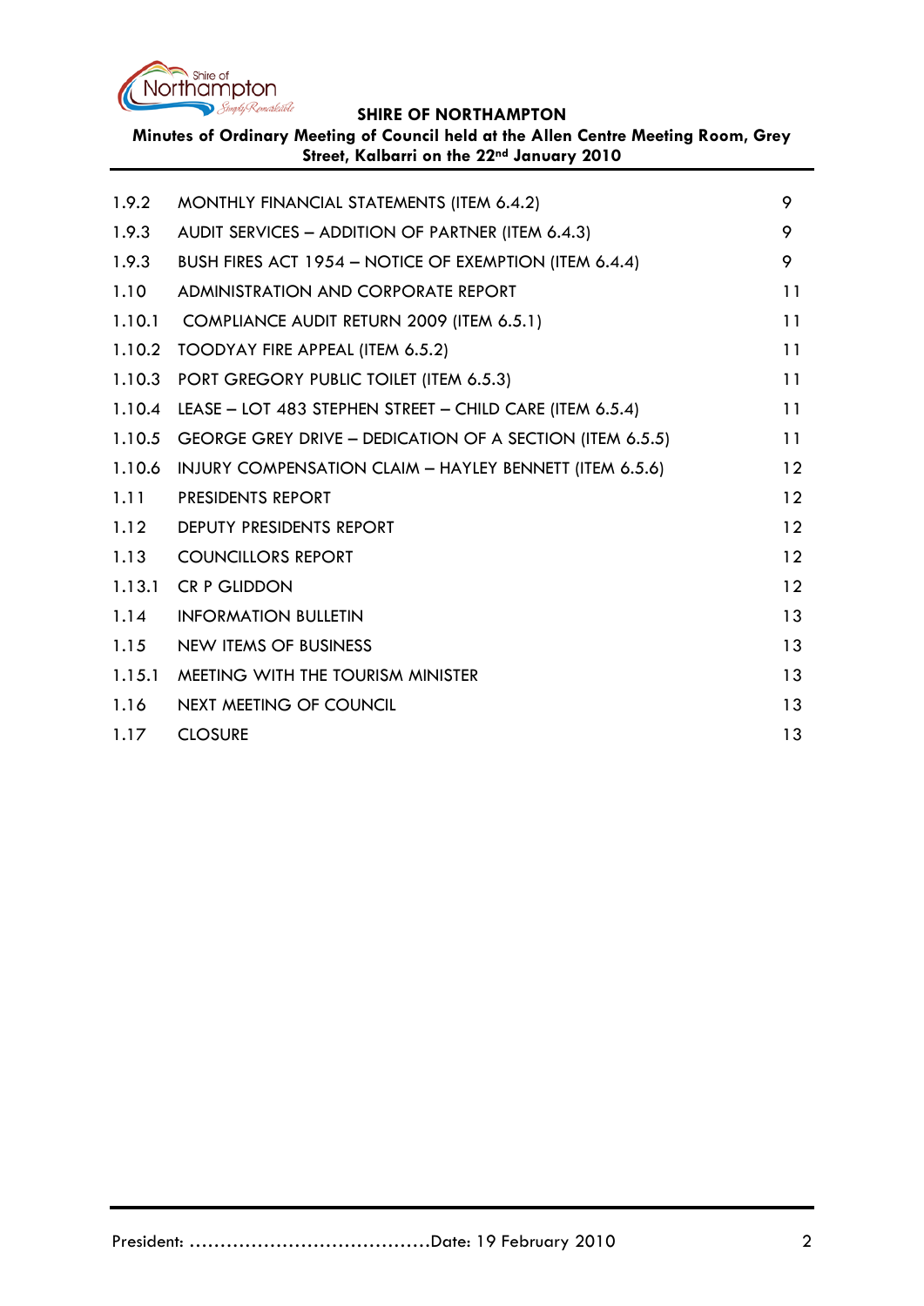| | | |
|---|---|---|
| 1.9.2 | MONTHLY FINANCIAL STATEMENTS (ITEM 6.4.2) | 9 |
| 1.9.3 | AUDIT SERVICES – ADDITION OF PARTNER (ITEM 6.4.3) | 9 |
| 1.9.3 | BUSH FIRES ACT 1954 – NOTICE OF EXEMPTION (ITEM 6.4.4) | 9 |
| 1.10 | ADMINISTRATION AND CORPORATE REPORT | 11 |
| 1.10.1 | COMPLIANCE AUDIT RETURN 2009 (ITEM 6.5.1) | 11 |
| 1.10.2 | TOODYAY FIRE APPEAL (ITEM 6.5.2) | 11 |
| 1.10.3 | PORT GREGORY PUBLIC TOILET (ITEM 6.5.3) | 11 |
| 1.10.4 | LEASE – LOT 483 STEPHEN STREET – CHILD CARE (ITEM 6.5.4) | 11 |
| 1.10.5 | GEORGE GREY DRIVE – DEDICATION OF A SECTION (ITEM 6.5.5) | 11 |
| 1.10.6 | INJURY COMPENSATION CLAIM – HAYLEY BENNETT (ITEM 6.5.6) | 12 |
| 1.11 | PRESIDENTS REPORT | 12 |
| 1.12 | DEPUTY PRESIDENTS REPORT | 12 |
| 1.13 | COUNCILLORS REPORT | 12 |
| 1.13.1 | CR P GLIDDON | 12 |
| 1.14 | INFORMATION BULLETIN | 13 |
| 1.15 | NEW ITEMS OF BUSINESS | 13 |
| 1.15.1 | MEETING WITH THE TOURISM MINISTER | 13 |
| 1.16 | NEXT MEETING OF COUNCIL | 13 |
| 1.17 | CLOSURE | 13 |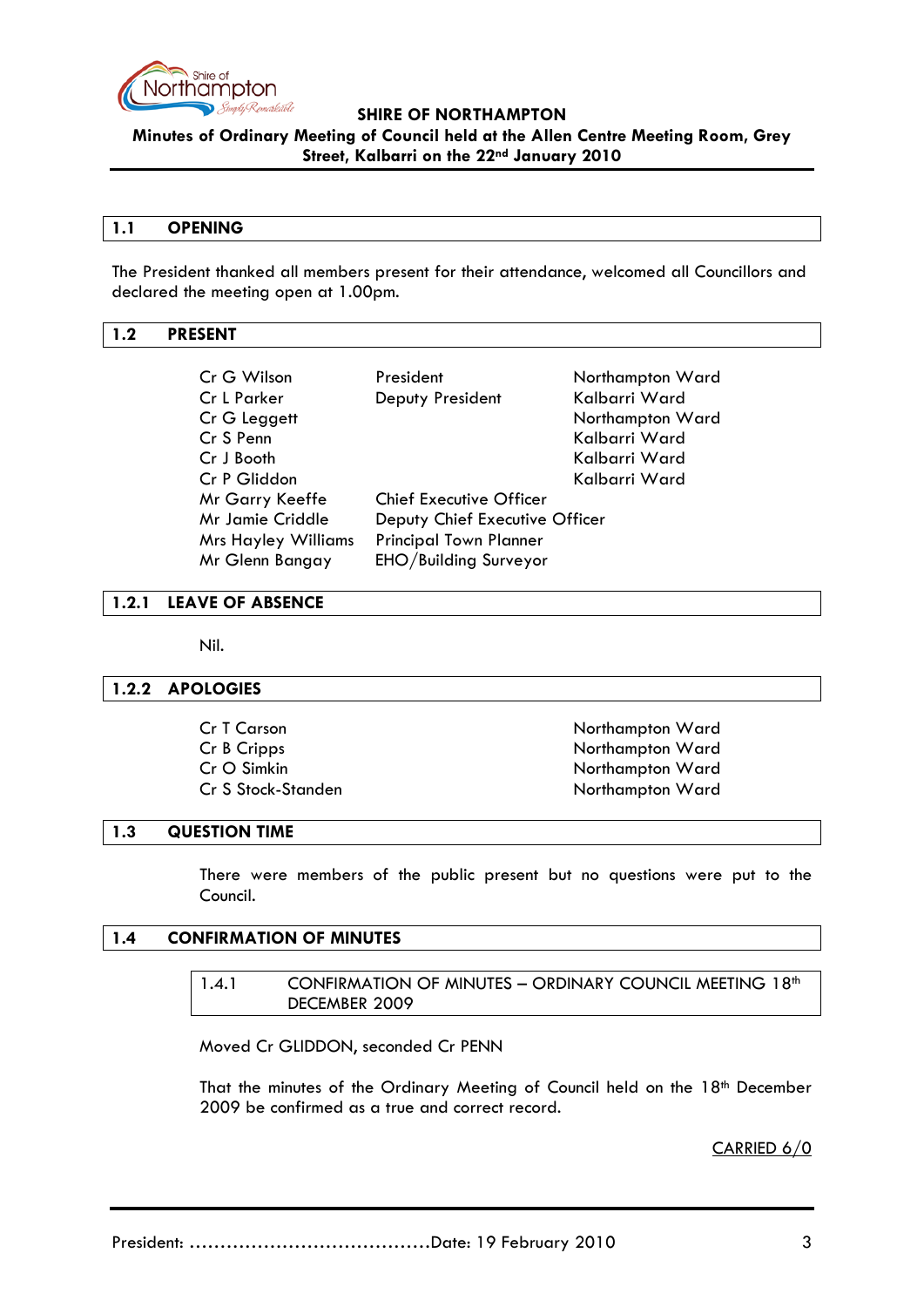**SHIRE OF NORTHAMPTON**

**Minutes of Ordinary Meeting of Council held at the Allen Centre Meeting Room, Grey Street, Kalbarri on the 22nd January 2010**

## 1.1 OPENING

The President thanked all members present for their attendance, welcomed all Councillors and declared the meeting open at 1.00pm.

## 1.2 PRESENT

| | | |
|---|---|---|
| Cr G Wilson | President | Northampton Ward |
| Cr L Parker | Deputy President | Kalbarri Ward |
| Cr G Leggett | | Northampton Ward |
| Cr S Penn | | Kalbarri Ward |
| Cr J Booth | | Kalbarri Ward |
| Cr P Gliddon | | Kalbarri Ward |
| Mr Garry Keeffe | Chief Executive Officer | |
| Mr Jamie Criddle | Deputy Chief Executive Officer | |
| Mrs Hayley Williams | Principal Town Planner | |
| Mr Glenn Bangay | EHO/Building Surveyor | |

## 1.2.1 LEAVE OF ABSENCE

Nil.

## 1.2.2 APOLOGIES

| | |
|---|---|
| Cr T Carson | Northampton Ward |
| Cr B Cripps | Northampton Ward |
| Cr O Simkin | Northampton Ward |
| Cr S Stock-Standen | Northampton Ward |

## 1.3 QUESTION TIME

There were members of the public present but no questions were put to the Council.

## 1.4 CONFIRMATION OF MINUTES

### 1.4.1 CONFIRMATION OF MINUTES – ORDINARY COUNCIL MEETING 18th DECEMBER 2009

Moved Cr GLIDDON, seconded Cr PENN

That the minutes of the Ordinary Meeting of Council held on the 18th December 2009 be confirmed as a true and correct record.

CARRIED 6/0

President: ………………………………….Date: 19 February 2010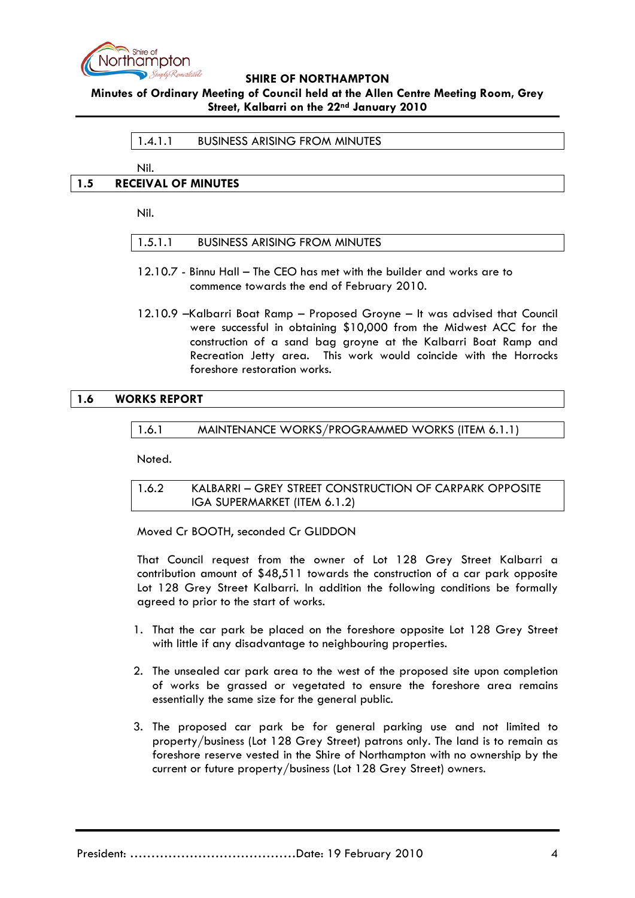#### 1.4.1.1 BUSINESS ARISING FROM MINUTES

Nil.

## 1.5 RECEIVAL OF MINUTES

Nil.

#### 1.5.1.1 BUSINESS ARISING FROM MINUTES

12.10.7 - Binnu Hall – The CEO has met with the builder and works are to commence towards the end of February 2010.

12.10.9 –Kalbarri Boat Ramp – Proposed Groyne – It was advised that Council were successful in obtaining $10,000 from the Midwest ACC for the construction of a sand bag groyne at the Kalbarri Boat Ramp and Recreation Jetty area. This work would coincide with the Horrocks foreshore restoration works.

## 1.6 WORKS REPORT

### 1.6.1 MAINTENANCE WORKS/PROGRAMMED WORKS (ITEM 6.1.1)

Noted.

### 1.6.2 KALBARRI – GREY STREET CONSTRUCTION OF CARPARK OPPOSITE IGA SUPERMARKET (ITEM 6.1.2)

Moved Cr BOOTH, seconded Cr GLIDDON

That Council request from the owner of Lot 128 Grey Street Kalbarri a contribution amount of $48,511 towards the construction of a car park opposite Lot 128 Grey Street Kalbarri. In addition the following conditions be formally agreed to prior to the start of works.

1. That the car park be placed on the foreshore opposite Lot 128 Grey Street with little if any disadvantage to neighbouring properties.

2. The unsealed car park area to the west of the proposed site upon completion of works be grassed or vegetated to ensure the foreshore area remains essentially the same size for the general public.

3. The proposed car park be for general parking use and not limited to property/business (Lot 128 Grey Street) patrons only. The land is to remain as foreshore reserve vested in the Shire of Northampton with no ownership by the current or future property/business (Lot 128 Grey Street) owners.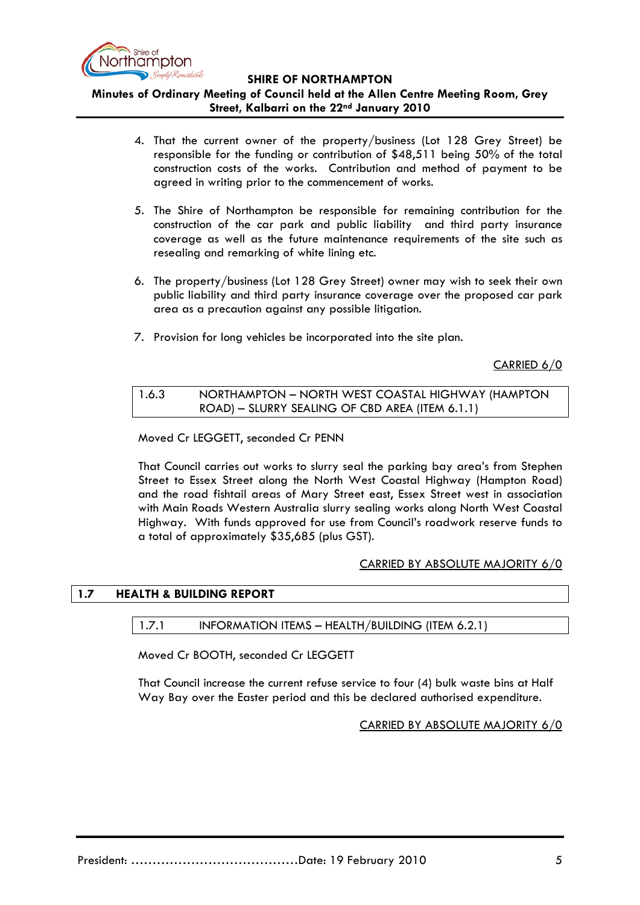4. That the current owner of the property/business (Lot 128 Grey Street) be responsible for the funding or contribution of $48,511 being 50% of the total construction costs of the works. Contribution and method of payment to be agreed in writing prior to the commencement of works.

5. The Shire of Northampton be responsible for remaining contribution for the construction of the car park and public liability and third party insurance coverage as well as the future maintenance requirements of the site such as resealing and remarking of white lining etc.

6. The property/business (Lot 128 Grey Street) owner may wish to seek their own public liability and third party insurance coverage over the proposed car park area as a precaution against any possible litigation.

7. Provision for long vehicles be incorporated into the site plan.

CARRIED 6/0

### 1.6.3 NORTHAMPTON – NORTH WEST COASTAL HIGHWAY (HAMPTON ROAD) – SLURRY SEALING OF CBD AREA (ITEM 6.1.1)

Moved Cr LEGGETT, seconded Cr PENN

That Council carries out works to slurry seal the parking bay area's from Stephen Street to Essex Street along the North West Coastal Highway (Hampton Road) and the road fishtail areas of Mary Street east, Essex Street west in association with Main Roads Western Australia slurry sealing works along North West Coastal Highway. With funds approved for use from Council's roadwork reserve funds to a total of approximately $35,685 (plus GST).

CARRIED BY ABSOLUTE MAJORITY 6/0

## 1.7 HEALTH & BUILDING REPORT

### 1.7.1 INFORMATION ITEMS – HEALTH/BUILDING (ITEM 6.2.1)

Moved Cr BOOTH, seconded Cr LEGGETT

That Council increase the current refuse service to four (4) bulk waste bins at Half Way Bay over the Easter period and this be declared authorised expenditure.

CARRIED BY ABSOLUTE MAJORITY 6/0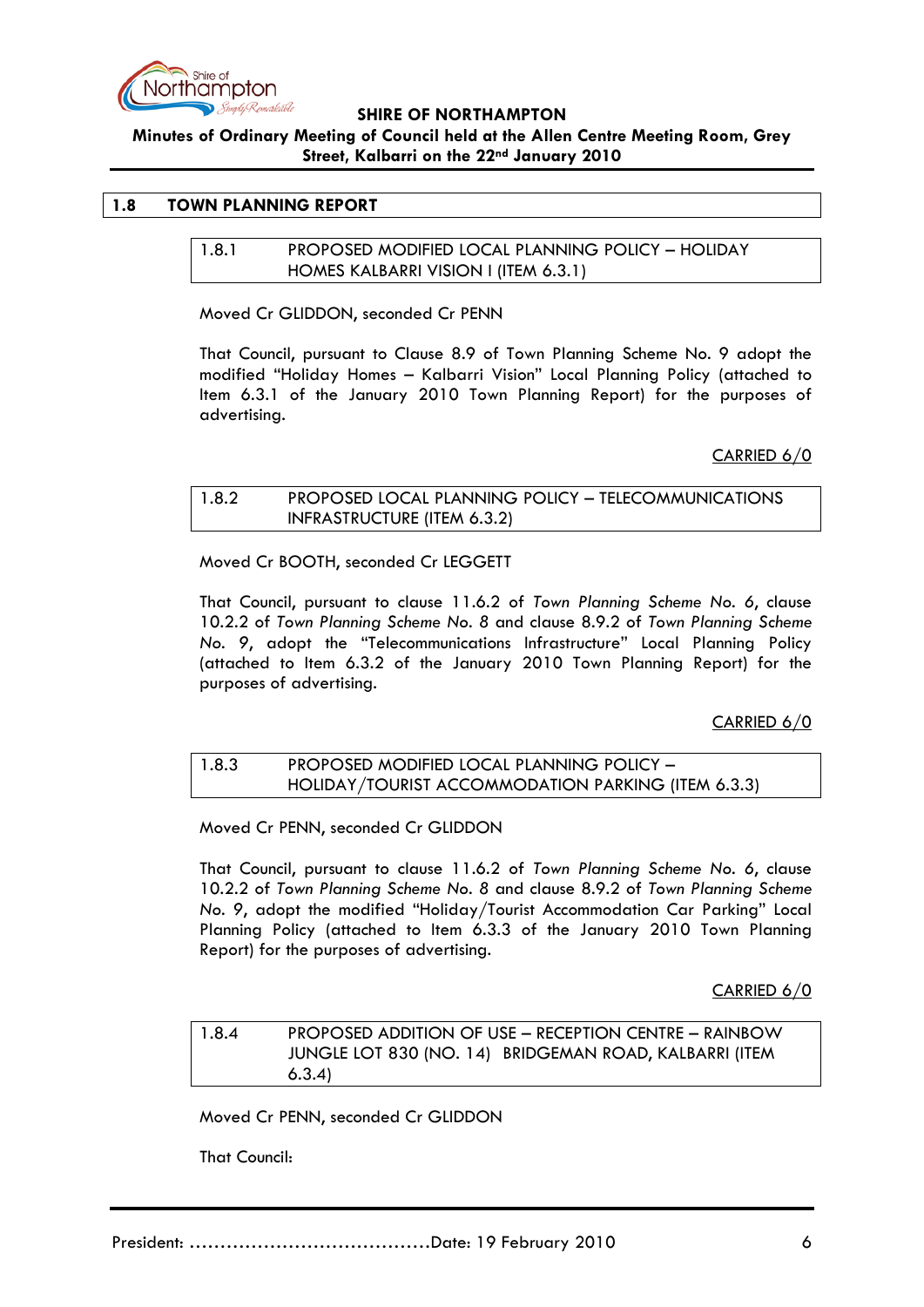## 1.8 TOWN PLANNING REPORT

### 1.8.1 PROPOSED MODIFIED LOCAL PLANNING POLICY – HOLIDAY HOMES KALBARRI VISION I (ITEM 6.3.1)

Moved Cr GLIDDON, seconded Cr PENN

That Council, pursuant to Clause 8.9 of Town Planning Scheme No. 9 adopt the modified "Holiday Homes – Kalbarri Vision" Local Planning Policy (attached to Item 6.3.1 of the January 2010 Town Planning Report) for the purposes of advertising.

CARRIED 6/0

### 1.8.2 PROPOSED LOCAL PLANNING POLICY – TELECOMMUNICATIONS INFRASTRUCTURE (ITEM 6.3.2)

Moved Cr BOOTH, seconded Cr LEGGETT

That Council, pursuant to clause 11.6.2 of *Town Planning Scheme No. 6*, clause 10.2.2 of *Town Planning Scheme No. 8* and clause 8.9.2 of *Town Planning Scheme No. 9*, adopt the "Telecommunications Infrastructure" Local Planning Policy (attached to Item 6.3.2 of the January 2010 Town Planning Report) for the purposes of advertising.

CARRIED 6/0

### 1.8.3 PROPOSED MODIFIED LOCAL PLANNING POLICY – HOLIDAY/TOURIST ACCOMMODATION PARKING (ITEM 6.3.3)

Moved Cr PENN, seconded Cr GLIDDON

That Council, pursuant to clause 11.6.2 of *Town Planning Scheme No. 6*, clause 10.2.2 of *Town Planning Scheme No. 8* and clause 8.9.2 of *Town Planning Scheme No. 9*, adopt the modified "Holiday/Tourist Accommodation Car Parking" Local Planning Policy (attached to Item 6.3.3 of the January 2010 Town Planning Report) for the purposes of advertising.

CARRIED 6/0

### 1.8.4 PROPOSED ADDITION OF USE – RECEPTION CENTRE – RAINBOW JUNGLE LOT 830 (NO. 14) BRIDGEMAN ROAD, KALBARRI (ITEM 6.3.4)

Moved Cr PENN, seconded Cr GLIDDON

That Council:

President: ......................................Date: 19 February 2010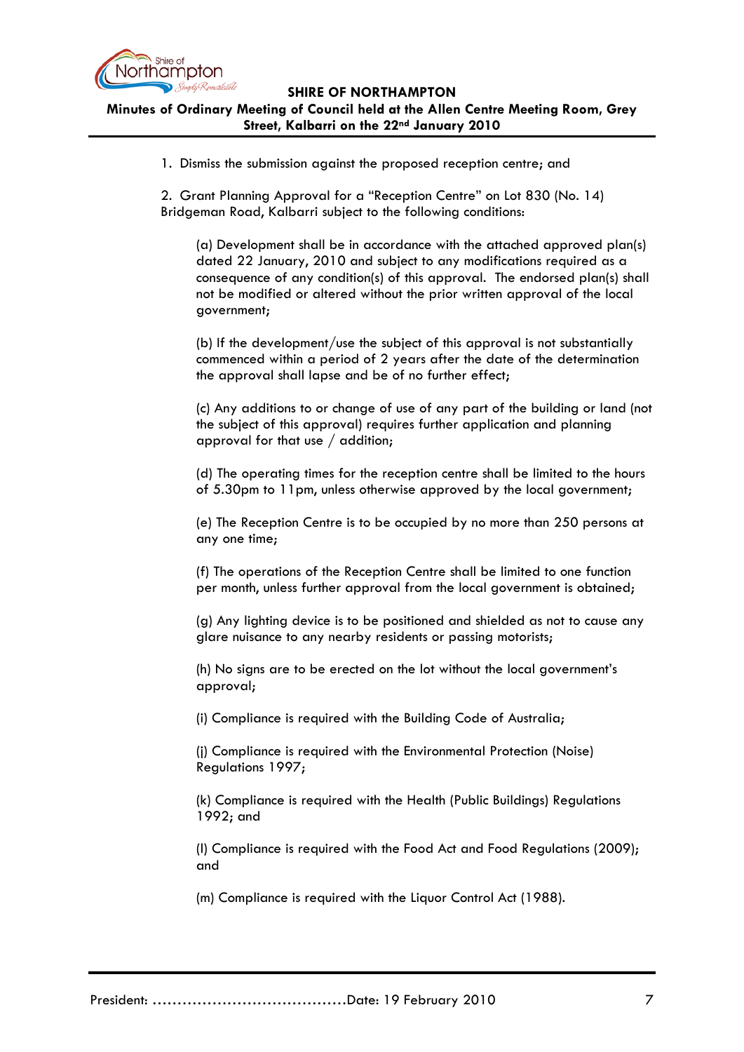1. Dismiss the submission against the proposed reception centre; and

2. Grant Planning Approval for a "Reception Centre" on Lot 830 (No. 14) Bridgeman Road, Kalbarri subject to the following conditions:

   (a) Development shall be in accordance with the attached approved plan(s) dated 22 January, 2010 and subject to any modifications required as a consequence of any condition(s) of this approval. The endorsed plan(s) shall not be modified or altered without the prior written approval of the local government;

   (b) If the development/use the subject of this approval is not substantially commenced within a period of 2 years after the date of the determination the approval shall lapse and be of no further effect;

   (c) Any additions to or change of use of any part of the building or land (not the subject of this approval) requires further application and planning approval for that use / addition;

   (d) The operating times for the reception centre shall be limited to the hours of 5.30pm to 11pm, unless otherwise approved by the local government;

   (e) The Reception Centre is to be occupied by no more than 250 persons at any one time;

   (f) The operations of the Reception Centre shall be limited to one function per month, unless further approval from the local government is obtained;

   (g) Any lighting device is to be positioned and shielded as not to cause any glare nuisance to any nearby residents or passing motorists;

   (h) No signs are to be erected on the lot without the local government's approval;

   (i) Compliance is required with the Building Code of Australia;

   (j) Compliance is required with the Environmental Protection (Noise) Regulations 1997;

   (k) Compliance is required with the Health (Public Buildings) Regulations 1992; and

   (l) Compliance is required with the Food Act and Food Regulations (2009); and

   (m) Compliance is required with the Liquor Control Act (1988).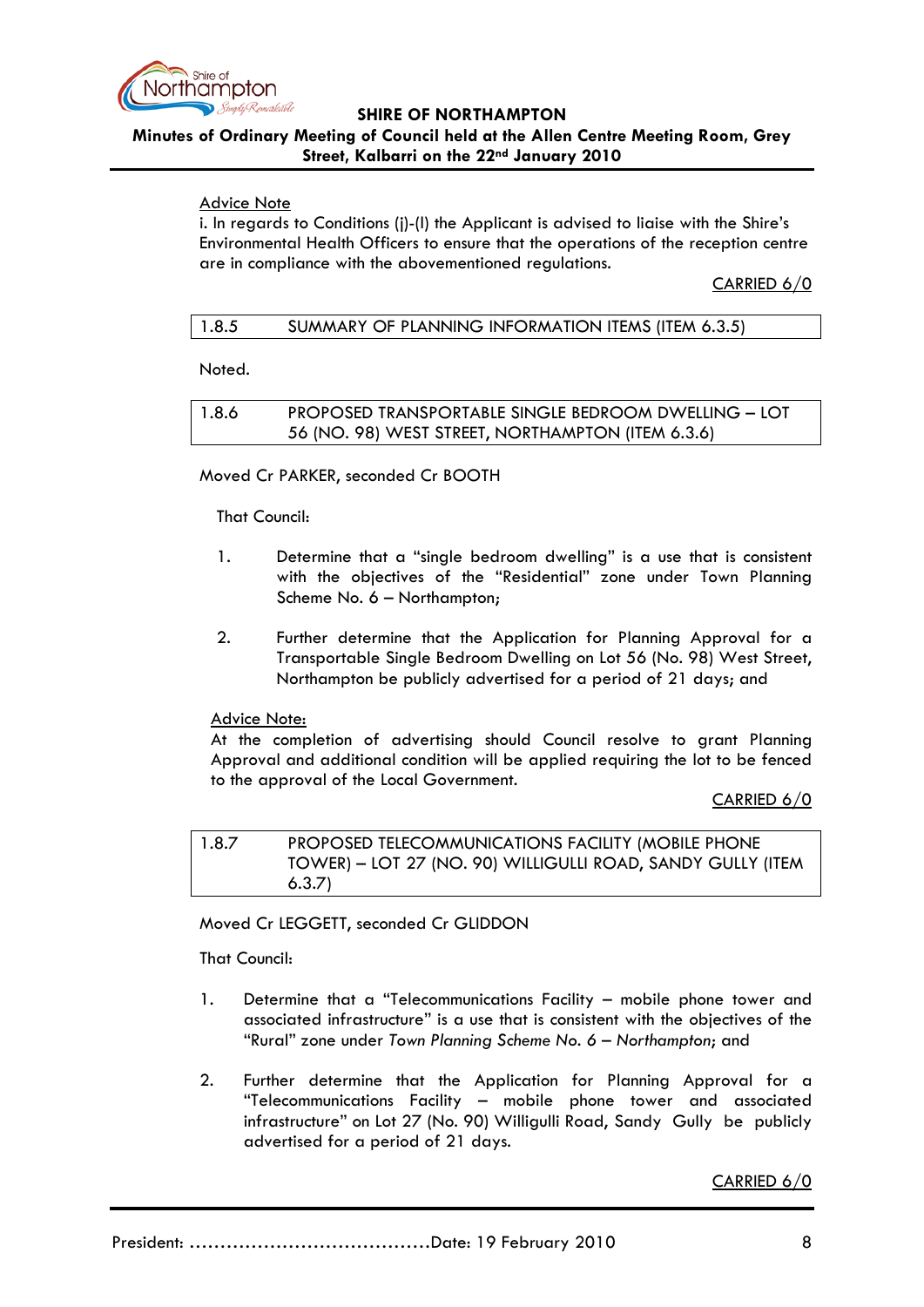Advice Note

i. In regards to Conditions (j)-(l) the Applicant is advised to liaise with the Shire's Environmental Health Officers to ensure that the operations of the reception centre are in compliance with the abovementioned regulations.

CARRIED 6/0

| 1.8.5 | SUMMARY OF PLANNING INFORMATION ITEMS (ITEM 6.3.5) |
|---|---|

Noted.

| 1.8.6 | PROPOSED TRANSPORTABLE SINGLE BEDROOM DWELLING – LOT 56 (NO. 98) WEST STREET, NORTHAMPTON (ITEM 6.3.6) |
|---|---|

Moved Cr PARKER, seconded Cr BOOTH

That Council:

1. Determine that a "single bedroom dwelling" is a use that is consistent with the objectives of the "Residential" zone under Town Planning Scheme No. 6 – Northampton;

2. Further determine that the Application for Planning Approval for a Transportable Single Bedroom Dwelling on Lot 56 (No. 98) West Street, Northampton be publicly advertised for a period of 21 days; and

Advice Note:

At the completion of advertising should Council resolve to grant Planning Approval and additional condition will be applied requiring the lot to be fenced to the approval of the Local Government.

CARRIED 6/0

| 1.8.7 | PROPOSED TELECOMMUNICATIONS FACILITY (MOBILE PHONE TOWER) – LOT 27 (NO. 90) WILLIGULLI ROAD, SANDY GULLY (ITEM 6.3.7) |
|---|---|

Moved Cr LEGGETT, seconded Cr GLIDDON

That Council:

1. Determine that a "Telecommunications Facility – mobile phone tower and associated infrastructure" is a use that is consistent with the objectives of the "Rural" zone under *Town Planning Scheme No. 6 – Northampton*; and

2. Further determine that the Application for Planning Approval for a "Telecommunications Facility – mobile phone tower and associated infrastructure" on Lot 27 (No. 90) Willigulli Road, Sandy Gully be publicly advertised for a period of 21 days.

CARRIED 6/0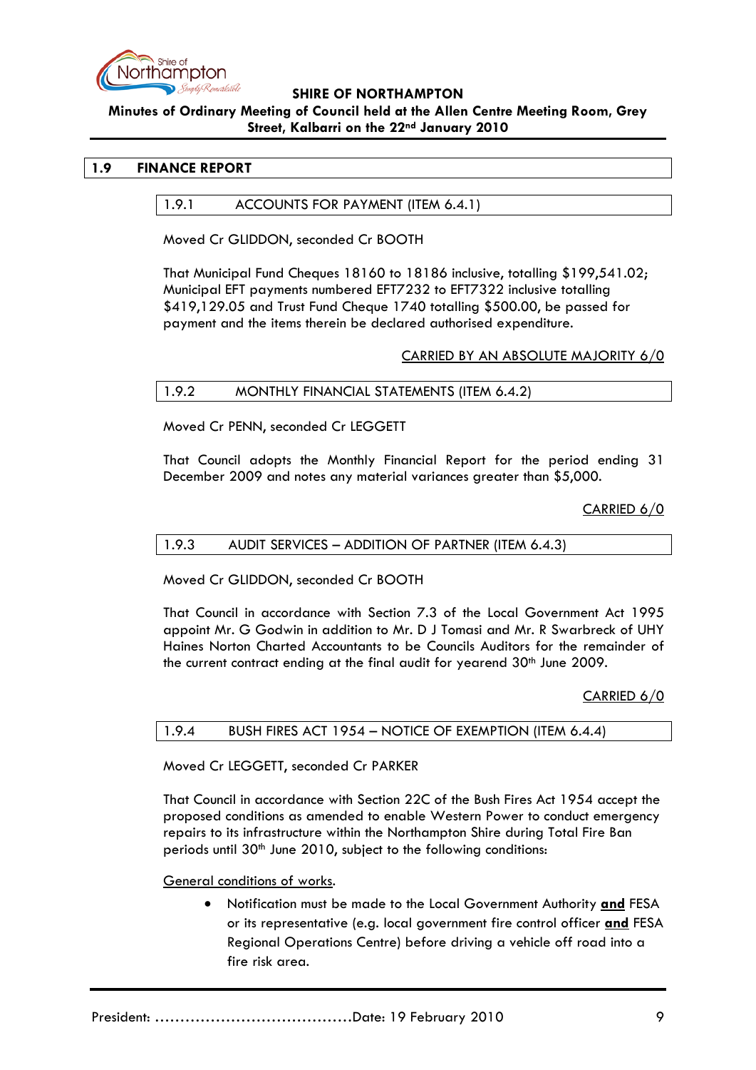## 1.9 FINANCE REPORT

### 1.9.1 ACCOUNTS FOR PAYMENT (ITEM 6.4.1)

Moved Cr GLIDDON, seconded Cr BOOTH

That Municipal Fund Cheques 18160 to 18186 inclusive, totalling $199,541.02; Municipal EFT payments numbered EFT7232 to EFT7322 inclusive totalling $419,129.05 and Trust Fund Cheque 1740 totalling $500.00, be passed for payment and the items therein be declared authorised expenditure.

<u>CARRIED BY AN ABSOLUTE MAJORITY 6/0</u>

### 1.9.2 MONTHLY FINANCIAL STATEMENTS (ITEM 6.4.2)

Moved Cr PENN, seconded Cr LEGGETT

That Council adopts the Monthly Financial Report for the period ending 31 December 2009 and notes any material variances greater than $5,000.

<u>CARRIED 6/0</u>

### 1.9.3 AUDIT SERVICES – ADDITION OF PARTNER (ITEM 6.4.3)

Moved Cr GLIDDON, seconded Cr BOOTH

That Council in accordance with Section 7.3 of the Local Government Act 1995 appoint Mr. G Godwin in addition to Mr. D J Tomasi and Mr. R Swarbreck of UHY Haines Norton Charted Accountants to be Councils Auditors for the remainder of the current contract ending at the final audit for yearend 30th June 2009.

<u>CARRIED 6/0</u>

### 1.9.4 BUSH FIRES ACT 1954 – NOTICE OF EXEMPTION (ITEM 6.4.4)

Moved Cr LEGGETT, seconded Cr PARKER

That Council in accordance with Section 22C of the Bush Fires Act 1954 accept the proposed conditions as amended to enable Western Power to conduct emergency repairs to its infrastructure within the Northampton Shire during Total Fire Ban periods until 30th June 2010, subject to the following conditions:

<u>General conditions of works</u>.

- Notification must be made to the Local Government Authority **<u>and</u>** FESA or its representative (e.g. local government fire control officer **<u>and</u>** FESA Regional Operations Centre) before driving a vehicle off road into a fire risk area.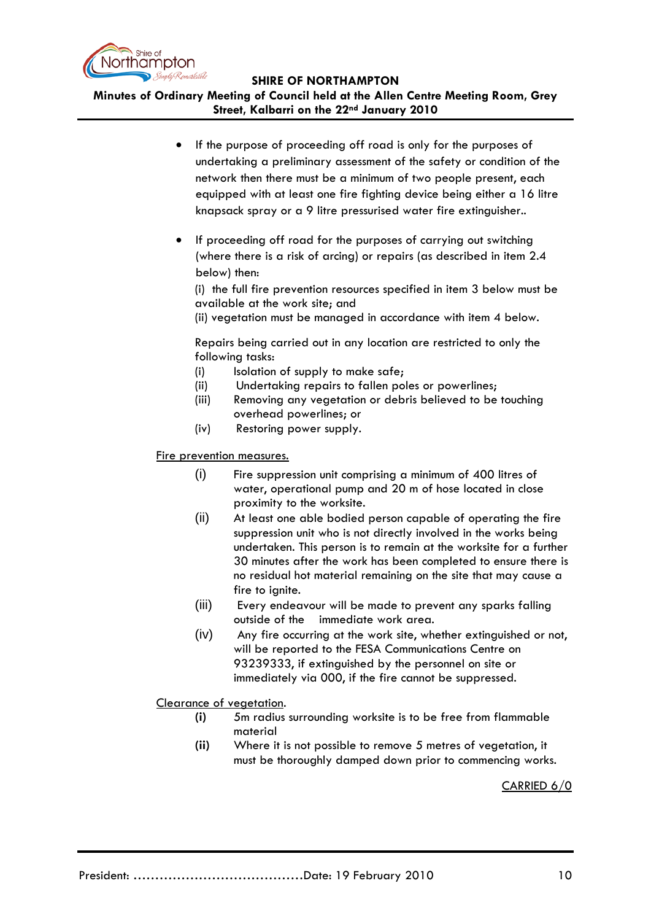- If the purpose of proceeding off road is only for the purposes of undertaking a preliminary assessment of the safety or condition of the network then there must be a minimum of two people present, each equipped with at least one fire fighting device being either a 16 litre knapsack spray or a 9 litre pressurised water fire extinguisher..

- If proceeding off road for the purposes of carrying out switching (where there is a risk of arcing) or repairs (as described in item 2.4 below) then:

  (i) the full fire prevention resources specified in item 3 below must be available at the work site; and
  (ii) vegetation must be managed in accordance with item 4 below.

  Repairs being carried out in any location are restricted to only the following tasks:

  (i) Isolation of supply to make safe;
  (ii) Undertaking repairs to fallen poles or powerlines;
  (iii) Removing any vegetation or debris believed to be touching overhead powerlines; or
  (iv) Restoring power supply.

<u>Fire prevention measures.</u>

(i) Fire suppression unit comprising a minimum of 400 litres of water, operational pump and 20 m of hose located in close proximity to the worksite.

(ii) At least one able bodied person capable of operating the fire suppression unit who is not directly involved in the works being undertaken. This person is to remain at the worksite for a further 30 minutes after the work has been completed to ensure there is no residual hot material remaining on the site that may cause a fire to ignite.

(iii) Every endeavour will be made to prevent any sparks falling outside of the immediate work area.

(iv) Any fire occurring at the work site, whether extinguished or not, will be reported to the FESA Communications Centre on 93239333, if extinguished by the personnel on site or immediately via 000, if the fire cannot be suppressed.

<u>Clearance of vegetation</u>.

**(i)** 5m radius surrounding worksite is to be free from flammable material

**(ii)** Where it is not possible to remove 5 metres of vegetation, it must be thoroughly damped down prior to commencing works.

<u>CARRIED 6/0</u>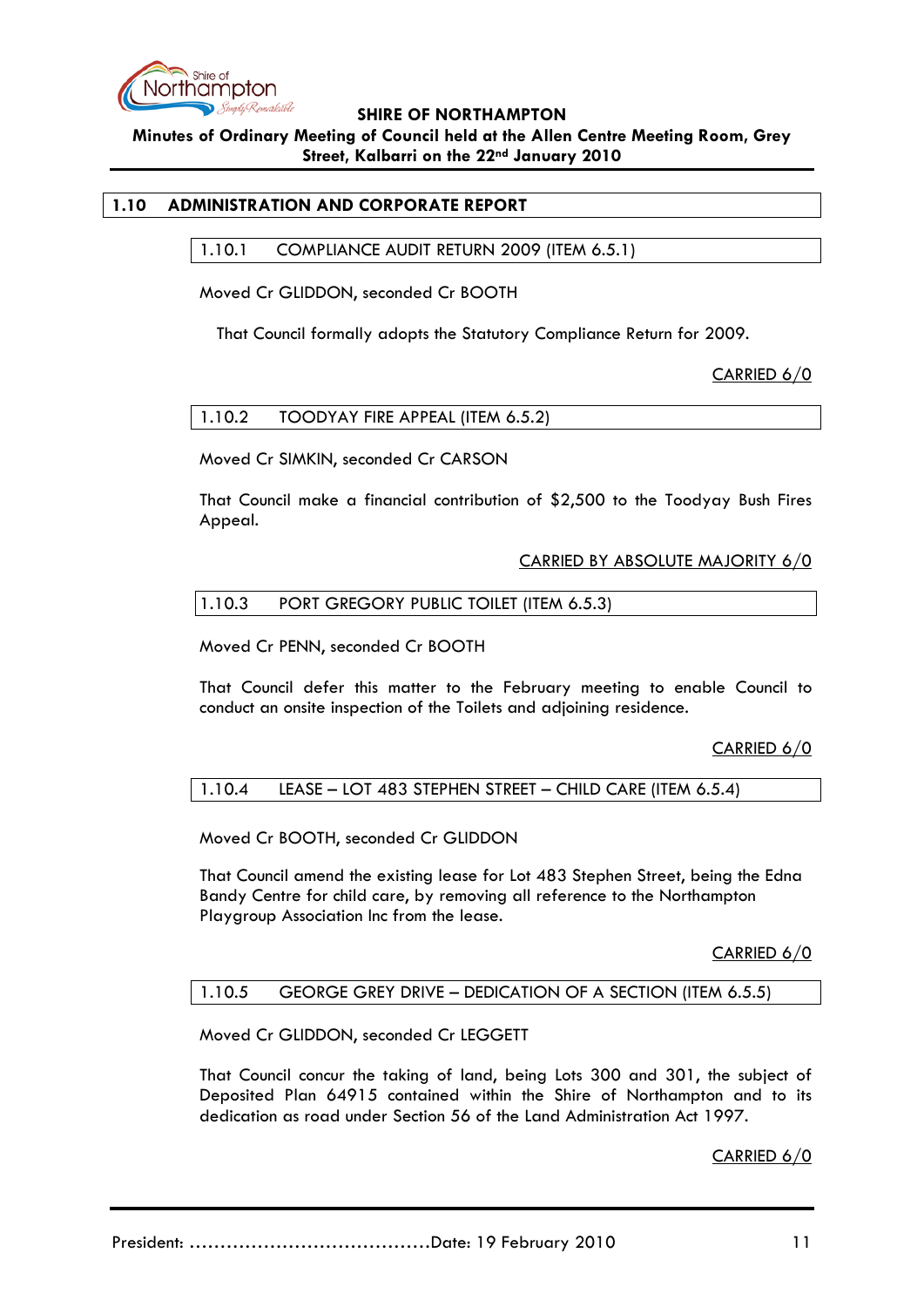## 1.10 ADMINISTRATION AND CORPORATE REPORT

### 1.10.1 COMPLIANCE AUDIT RETURN 2009 (ITEM 6.5.1)

Moved Cr GLIDDON, seconded Cr BOOTH

That Council formally adopts the Statutory Compliance Return for 2009.

CARRIED 6/0

### 1.10.2 TOODYAY FIRE APPEAL (ITEM 6.5.2)

Moved Cr SIMKIN, seconded Cr CARSON

That Council make a financial contribution of $2,500 to the Toodyay Bush Fires Appeal.

CARRIED BY ABSOLUTE MAJORITY 6/0

### 1.10.3 PORT GREGORY PUBLIC TOILET (ITEM 6.5.3)

Moved Cr PENN, seconded Cr BOOTH

That Council defer this matter to the February meeting to enable Council to conduct an onsite inspection of the Toilets and adjoining residence.

CARRIED 6/0

### 1.10.4 LEASE – LOT 483 STEPHEN STREET – CHILD CARE (ITEM 6.5.4)

Moved Cr BOOTH, seconded Cr GLIDDON

That Council amend the existing lease for Lot 483 Stephen Street, being the Edna Bandy Centre for child care, by removing all reference to the Northampton Playgroup Association Inc from the lease.

CARRIED 6/0

### 1.10.5 GEORGE GREY DRIVE – DEDICATION OF A SECTION (ITEM 6.5.5)

Moved Cr GLIDDON, seconded Cr LEGGETT

That Council concur the taking of land, being Lots 300 and 301, the subject of Deposited Plan 64915 contained within the Shire of Northampton and to its dedication as road under Section 56 of the Land Administration Act 1997.

CARRIED 6/0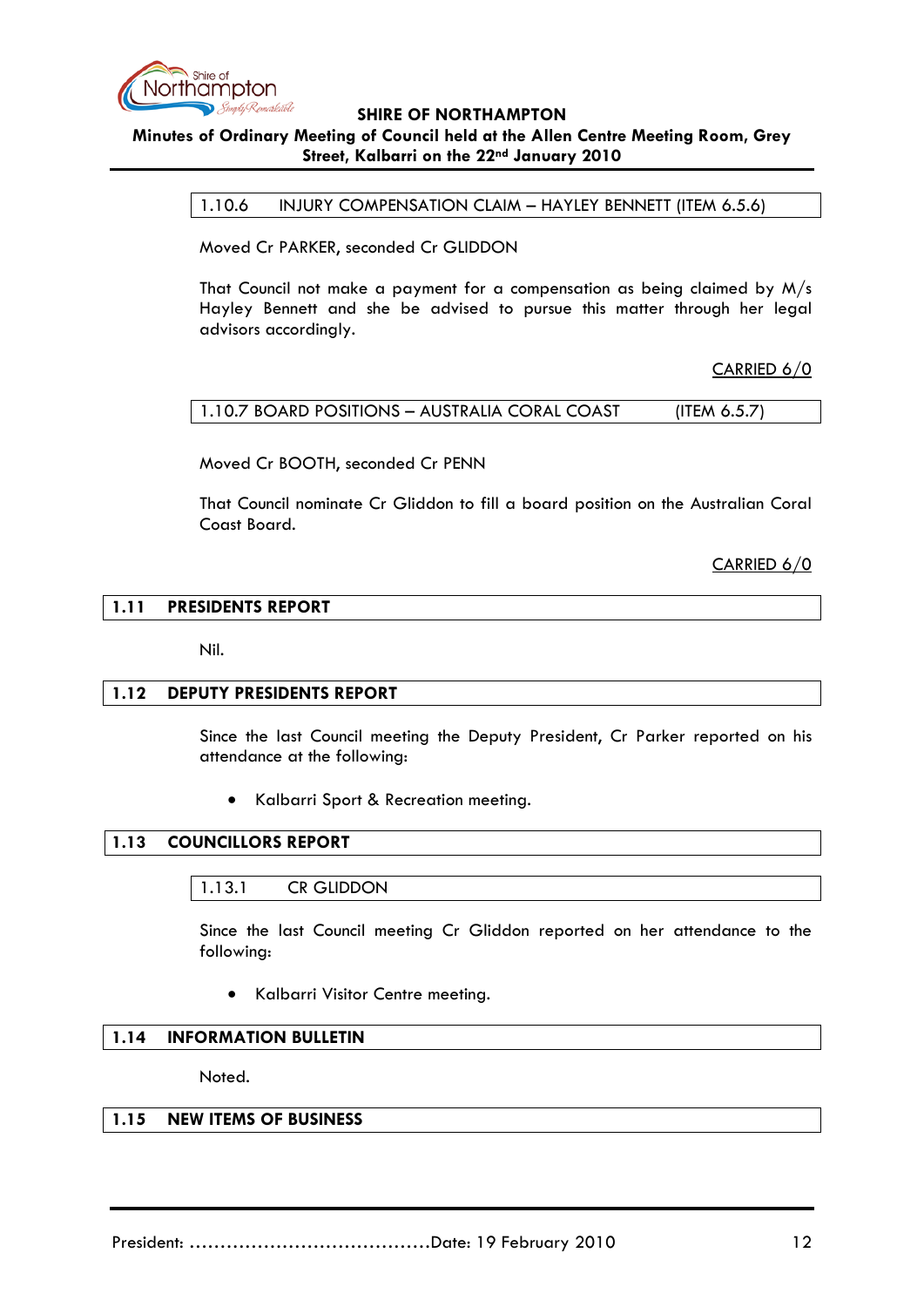### 1.10.6 INJURY COMPENSATION CLAIM – HAYLEY BENNETT (ITEM 6.5.6)

Moved Cr PARKER, seconded Cr GLIDDON

That Council not make a payment for a compensation as being claimed by M/s Hayley Bennett and she be advised to pursue this matter through her legal advisors accordingly.

CARRIED 6/0

### 1.10.7 BOARD POSITIONS – AUSTRALIA CORAL COAST (ITEM 6.5.7)

Moved Cr BOOTH, seconded Cr PENN

That Council nominate Cr Gliddon to fill a board position on the Australian Coral Coast Board.

CARRIED 6/0

## 1.11 PRESIDENTS REPORT

Nil.

## 1.12 DEPUTY PRESIDENTS REPORT

Since the last Council meeting the Deputy President, Cr Parker reported on his attendance at the following:

- Kalbarri Sport & Recreation meeting.

## 1.13 COUNCILLORS REPORT

### 1.13.1 CR GLIDDON

Since the last Council meeting Cr Gliddon reported on her attendance to the following:

- Kalbarri Visitor Centre meeting.

## 1.14 INFORMATION BULLETIN

Noted.

## 1.15 NEW ITEMS OF BUSINESS

President: ………………………………….Date: 19 February 2010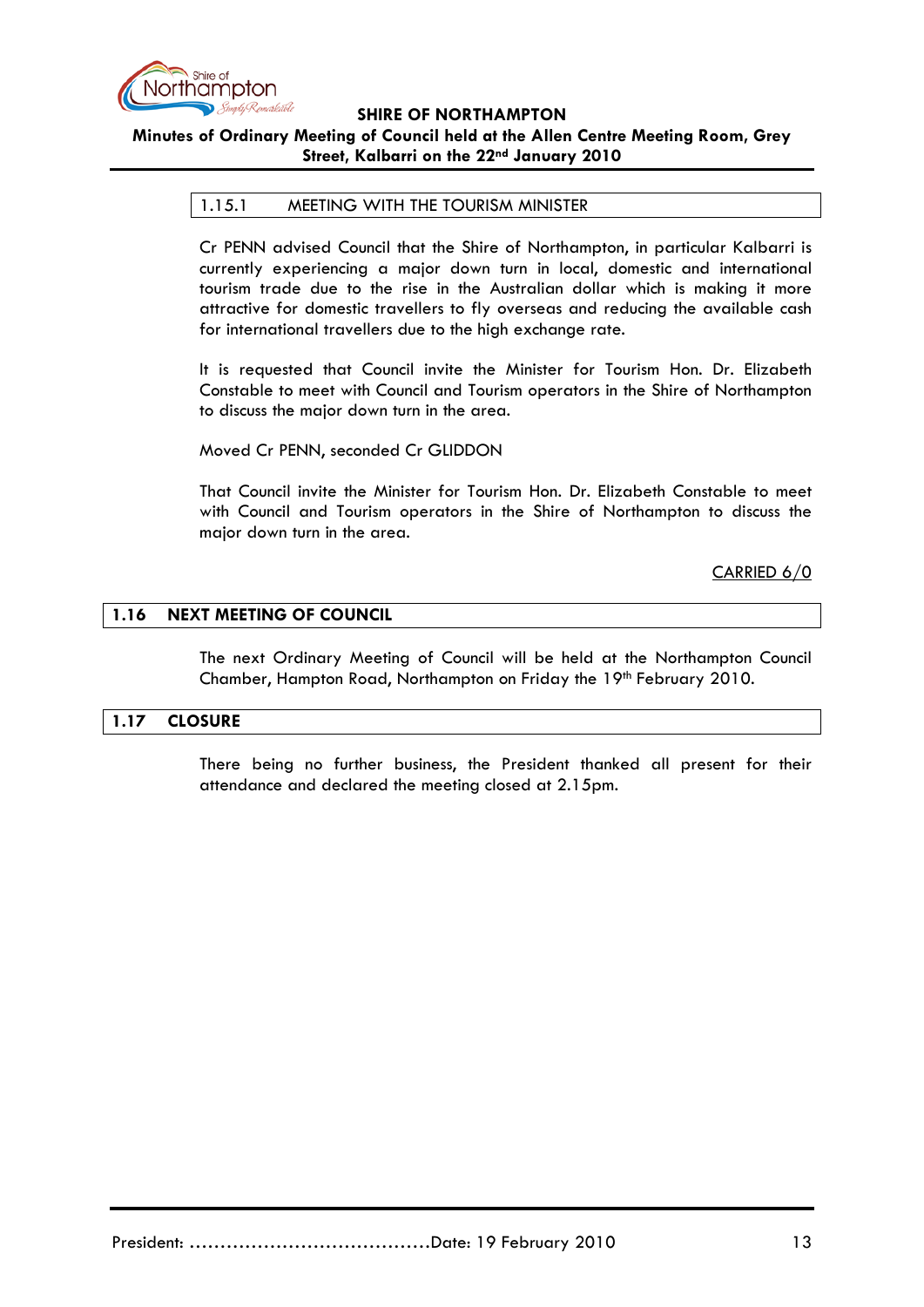### 1.15.1 MEETING WITH THE TOURISM MINISTER

Cr PENN advised Council that the Shire of Northampton, in particular Kalbarri is currently experiencing a major down turn in local, domestic and international tourism trade due to the rise in the Australian dollar which is making it more attractive for domestic travellers to fly overseas and reducing the available cash for international travellers due to the high exchange rate.

It is requested that Council invite the Minister for Tourism Hon. Dr. Elizabeth Constable to meet with Council and Tourism operators in the Shire of Northampton to discuss the major down turn in the area.

Moved Cr PENN, seconded Cr GLIDDON

That Council invite the Minister for Tourism Hon. Dr. Elizabeth Constable to meet with Council and Tourism operators in the Shire of Northampton to discuss the major down turn in the area.

CARRIED 6/0

## 1.16 NEXT MEETING OF COUNCIL

The next Ordinary Meeting of Council will be held at the Northampton Council Chamber, Hampton Road, Northampton on Friday the 19th February 2010.

## 1.17 CLOSURE

There being no further business, the President thanked all present for their attendance and declared the meeting closed at 2.15pm.

President: ……………………………………Date: 19 February 2010